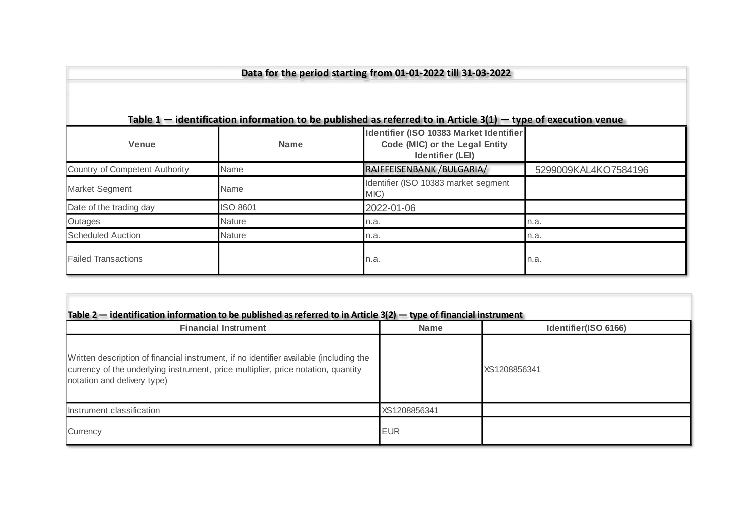**Data for the period starting from 01-01-2022 till 31-03-2022**

**Table 1 — identification information to be published as referred to in Article 3(1) — type of execution venue**

| Venue | Name | Identifier (ISO 10383 Market Identifier Code (MIC) or the Legal Entity Identifier (LEI) | |
|---|---|---|---|
| Country of Competent Authority | Name | RAIFFEISENBANK /BULGARIA/ | 5299009KAL4KO7584196 |
| Market Segment | Name | Identifier (ISO 10383 market segment MIC) | |
| Date of the trading day | ISO 8601 | 2022-01-06 | |
| Outages | Nature | n.a. | n.a. |
| Scheduled Auction | Nature | n.a. | n.a. |
| Failed Transactions | | n.a. | n.a. |

**Table 2 — identification information to be published as referred to in Article 3(2) — type of financial instrument**

| Financial Instrument | Name | Identifier(ISO 6166) |
|---|---|---|
| Written description of financial instrument, if no identifier available (including the currency of the underlying instrument, price multiplier, price notation, quantity notation and delivery type) | | XS1208856341 |
| Instrument classification | XS1208856341 | |
| Currency | EUR | |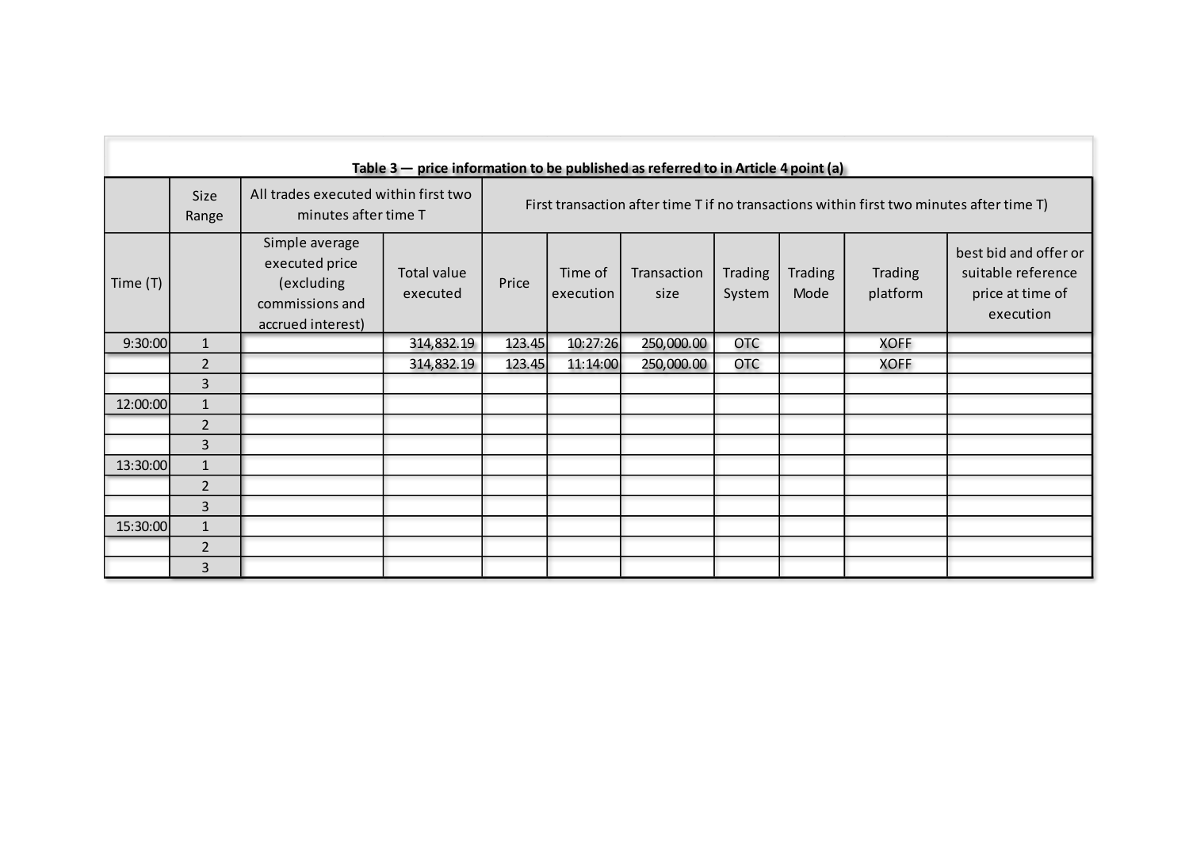**Table 3 — price information to be published as referred to in Article 4 point (a)**

| | Size Range | All trades executed within first two minutes after time T | | First transaction after time T if no transactions within first two minutes after time T) | | | | | | |
|---|---|---|---|---|---|---|---|---|---|---|
| Time (T) | | Simple average executed price (excluding commissions and accrued interest) | Total value executed | Price | Time of execution | Transaction size | Trading System | Trading Mode | Trading platform | best bid and offer or suitable reference price at time of execution |
| 9:30:00 | 1 | | 314,832.19 | 123.45 | 10:27:26 | 250,000.00 | OTC | | XOFF | |
| | 2 | | 314,832.19 | 123.45 | 11:14:00 | 250,000.00 | OTC | | XOFF | |
| | 3 | | | | | | | | | |
| 12:00:00 | 1 | | | | | | | | | |
| | 2 | | | | | | | | | |
| | 3 | | | | | | | | | |
| 13:30:00 | 1 | | | | | | | | | |
| | 2 | | | | | | | | | |
| | 3 | | | | | | | | | |
| 15:30:00 | 1 | | | | | | | | | |
| | 2 | | | | | | | | | |
| | 3 | | | | | | | | | |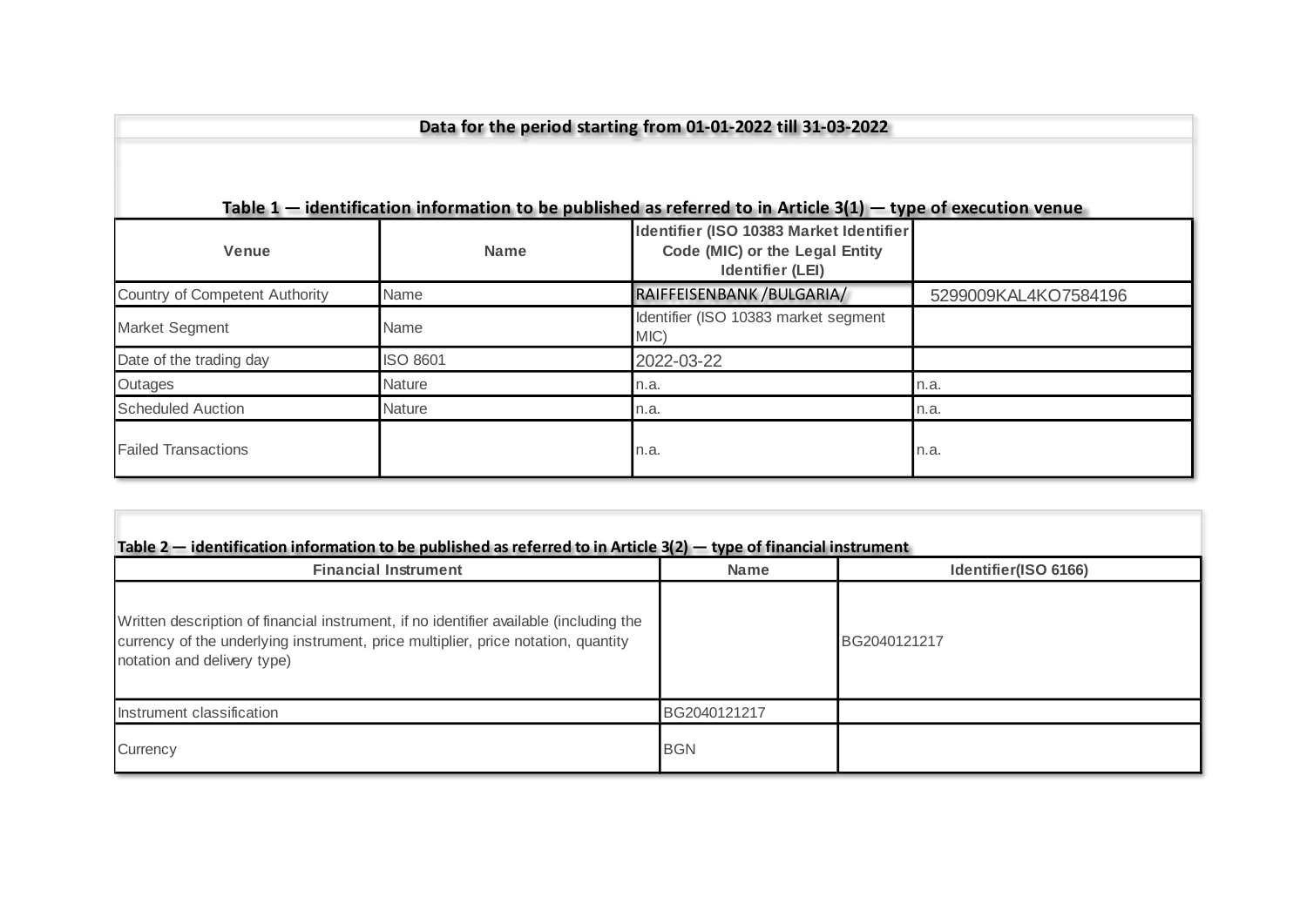**Data for the period starting from 01-01-2022 till 31-03-2022**

**Table 1 — identification information to be published as referred to in Article 3(1) — type of execution venue**

| Venue | Name | Identifier (ISO 10383 Market Identifier Code (MIC) or the Legal Entity Identifier (LEI) | |
|---|---|---|---|
| Country of Competent Authority | Name | RAIFFEISENBANK /BULGARIA/ | 5299009KAL4KO7584196 |
| Market Segment | Name | Identifier (ISO 10383 market segment MIC) | |
| Date of the trading day | ISO 8601 | 2022-03-22 | |
| Outages | Nature | n.a. | n.a. |
| Scheduled Auction | Nature | n.a. | n.a. |
| Failed Transactions | | n.a. | n.a. |

**Table 2 — identification information to be published as referred to in Article 3(2) — type of financial instrument**

| Financial Instrument | Name | Identifier(ISO 6166) |
|---|---|---|
| Written description of financial instrument, if no identifier available (including the currency of the underlying instrument, price multiplier, price notation, quantity notation and delivery type) | | BG2040121217 |
| Instrument classification | BG2040121217 | |
| Currency | BGN | |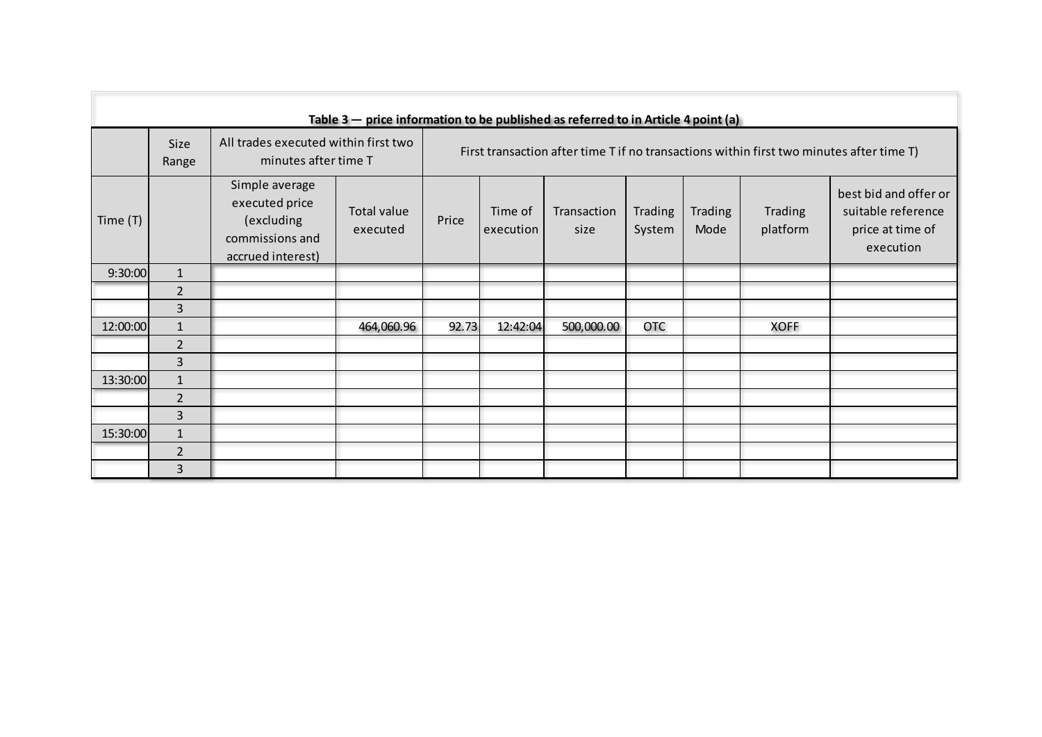**Table 3 — price information to be published as referred to in Article 4 point (a)**

| | Size Range | All trades executed within first two minutes after time T | | First transaction after time T if no transactions within first two minutes after time T) | | | | | | |
|---|---|---|---|---|---|---|---|---|---|---|
| Time (T) | | Simple average executed price (excluding commissions and accrued interest) | Total value executed | Price | Time of execution | Transaction size | Trading System | Trading Mode | Trading platform | best bid and offer or suitable reference price at time of execution |
| 9:30:00 | 1 | | | | | | | | | |
| | 2 | | | | | | | | | |
| | 3 | | | | | | | | | |
| 12:00:00 | 1 | | 464,060.96 | 92.73 | 12:42:04 | 500,000.00 | OTC | | XOFF | |
| | 2 | | | | | | | | | |
| | 3 | | | | | | | | | |
| 13:30:00 | 1 | | | | | | | | | |
| | 2 | | | | | | | | | |
| | 3 | | | | | | | | | |
| 15:30:00 | 1 | | | | | | | | | |
| | 2 | | | | | | | | | |
| | 3 | | | | | | | | | |